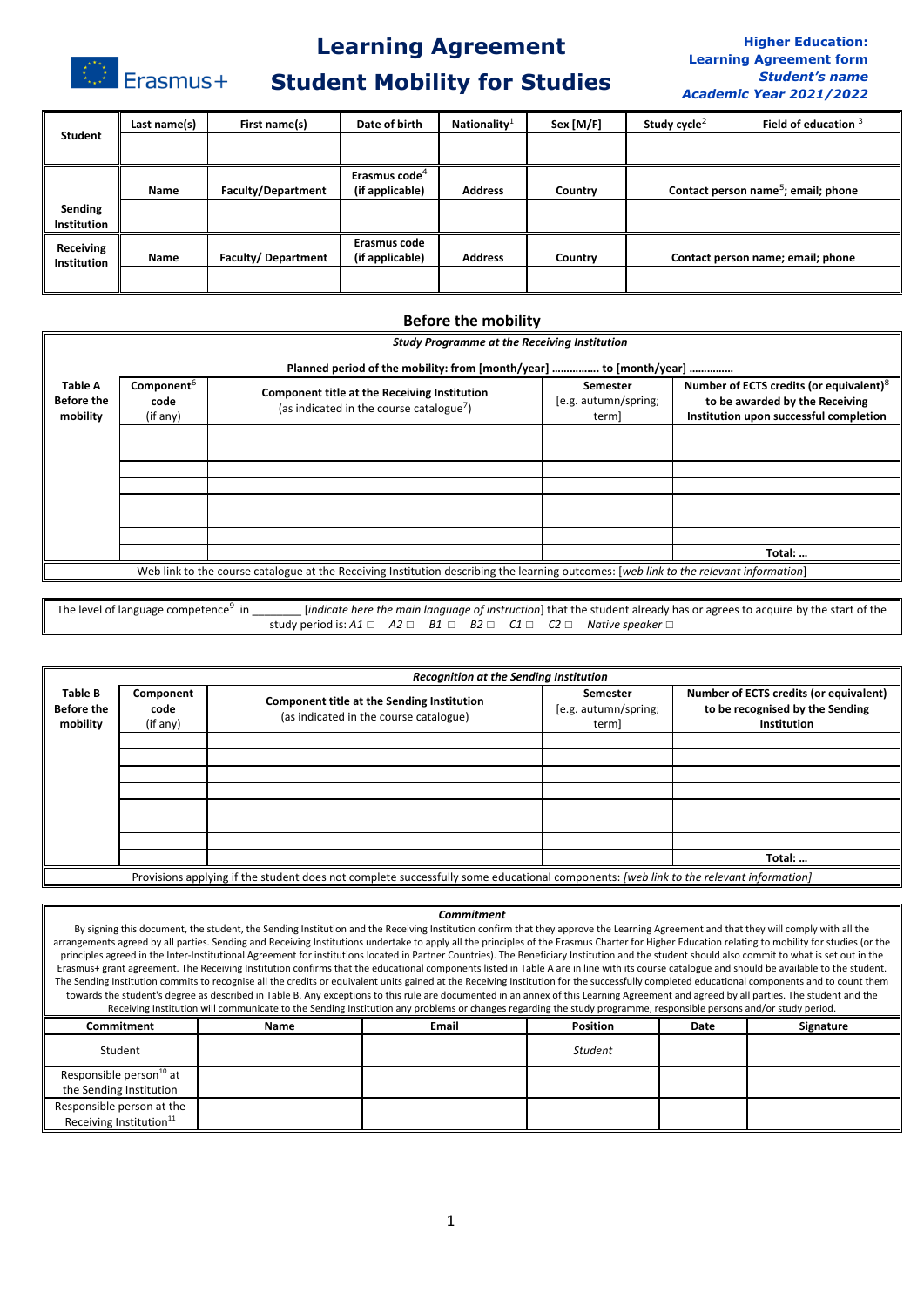# Learning Agreement

# Student Mobility for Studies

**Higher Education:**
**Learning Agreement form**
***Student's name***
***Academic Year 2021/2022***

| Student | Last name(s) | First name(s) | Date of birth | Nationality[1] | Sex [M/F] | Study cycle[2] | Field of education [3] |
|---|---|---|---|---|---|---|---|
| | | | | | | | |
| **Sending Institution** | **Name** | **Faculty/Department** | **Erasmus code[4] (if applicable)** | **Address** | **Country** | **Contact person name[5]; email; phone** | |
| | | | | | | | |
| **Receiving Institution** | **Name** | **Faculty/ Department** | **Erasmus code (if applicable)** | **Address** | **Country** | **Contact person name; email; phone** | |
| | | | | | | | |

## Before the mobility

***Study Programme at the Receiving Institution***

**Planned period of the mobility: from [month/year] ……………. to [month/year] ……………**

| Table A Before the mobility | Component[6] code (if any) | Component title at the Receiving Institution (as indicated in the course catalogue[7]) | Semester [e.g. autumn/spring; term] | Number of ECTS credits (or equivalent)[8] to be awarded by the Receiving Institution upon successful completion |
|---|---|---|---|---|
| | | | | |
| | | | | |
| | | | | |
| | | | | |
| | | | | |
| | | | | |
| | | | | |
| | | | | **Total: …** |

Web link to the course catalogue at the Receiving Institution describing the learning outcomes: [*web link to the relevant information*]

The level of language competence[9] in ________ [*indicate here the main language of instruction*] that the student already has or agrees to acquire by the start of the study period is: *A1* □ *A2* □ *B1* □ *B2* □ *C1* □ *C2* □ *Native speaker* □

***Recognition at the Sending Institution***

| Table B Before the mobility | Component code (if any) | Component title at the Sending Institution (as indicated in the course catalogue) | Semester [e.g. autumn/spring; term] | Number of ECTS credits (or equivalent) to be recognised by the Sending Institution |
|---|---|---|---|---|
| | | | | |
| | | | | |
| | | | | |
| | | | | |
| | | | | |
| | | | | |
| | | | | |
| | | | | **Total: …** |

Provisions applying if the student does not complete successfully some educational components: *[web link to the relevant information]*

***Commitment***

By signing this document, the student, the Sending Institution and the Receiving Institution confirm that they approve the Learning Agreement and that they will comply with all the arrangements agreed by all parties. Sending and Receiving Institutions undertake to apply all the principles of the Erasmus Charter for Higher Education relating to mobility for studies (or the principles agreed in the Inter-Institutional Agreement for institutions located in Partner Countries). The Beneficiary Institution and the student should also commit to what is set out in the Erasmus+ grant agreement. The Receiving Institution confirms that the educational components listed in Table A are in line with its course catalogue and should be available to the student. The Sending Institution commits to recognise all the credits or equivalent units gained at the Receiving Institution for the successfully completed educational components and to count them towards the student's degree as described in Table B. Any exceptions to this rule are documented in an annex of this Learning Agreement and agreed by all parties. The student and the Receiving Institution will communicate to the Sending Institution any problems or changes regarding the study programme, responsible persons and/or study period.

| Commitment | Name | Email | Position | Date | Signature |
|---|---|---|---|---|---|
| Student | | | *Student* | | |
| Responsible person[10] at the Sending Institution | | | | | |
| Responsible person at the Receiving Institution[11] | | | | | |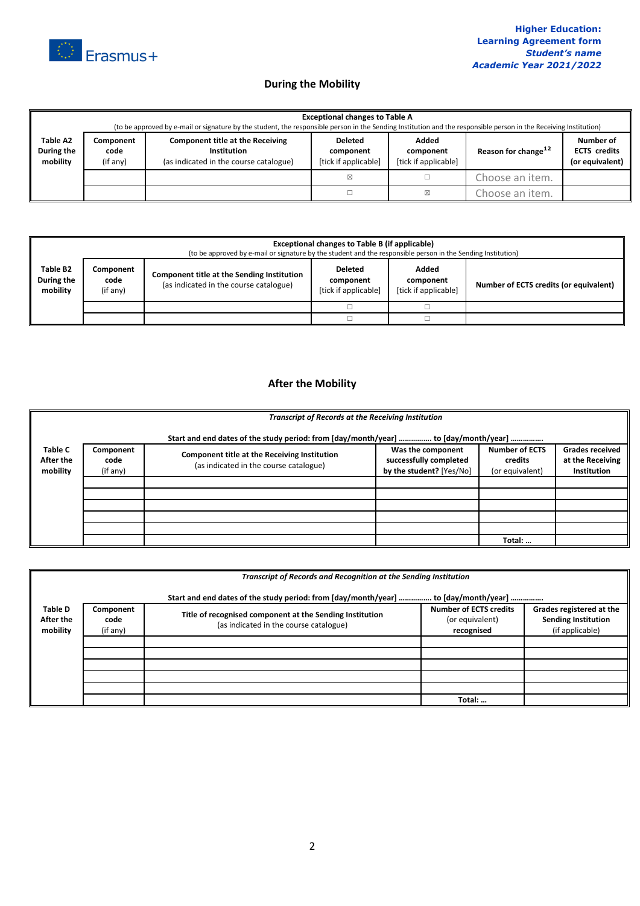## During the Mobility

| Table A2 During the mobility | Exceptional changes to Table A (to be approved by e-mail or signature by the student, the responsible person in the Sending Institution and the responsible person in the Receiving Institution) | | | | | |
|---|---|---|---|---|---|---|
| | Component code (if any) | Component title at the Receiving Institution (as indicated in the course catalogue) | Deleted component [tick if applicable] | Added component [tick if applicable] | Reason for change[12] | Number of ECTS credits (or equivalent) |
| | | | ☒ | ☐ | Choose an item. | |
| | | | ☐ | ☒ | Choose an item. | |

| Table B2 During the mobility | Exceptional changes to Table B (if applicable) (to be approved by e-mail or signature by the student and the responsible person in the Sending Institution) | | | | |
|---|---|---|---|---|---|
| | Component code (if any) | Component title at the Sending Institution (as indicated in the course catalogue) | Deleted component [tick if applicable] | Added component [tick if applicable] | Number of ECTS credits (or equivalent) |
| | | | ☐ | ☐ | |
| | | | ☐ | ☐ | |

## After the Mobility

| Table C After the mobility | *Transcript of Records at the Receiving Institution* Start and end dates of the study period: from [day/month/year] ……………. to [day/month/year] ……………. | | | | |
|---|---|---|---|---|---|
| | Component code (if any) | Component title at the Receiving Institution (as indicated in the course catalogue) | Was the component successfully completed by the student? [Yes/No] | Number of ECTS credits (or equivalent) | Grades received at the Receiving Institution |
| | | | | | |
| | | | | | |
| | | | | | |
| | | | | | |
| | | | | | |
| | | | | Total: … | |

| Table D After the mobility | *Transcript of Records and Recognition at the Sending Institution* Start and end dates of the study period: from [day/month/year] ……………. to [day/month/year] ……………. | | | |
|---|---|---|---|---|
| | Component code (if any) | Title of recognised component at the Sending Institution (as indicated in the course catalogue) | Number of ECTS credits (or equivalent) recognised | Grades registered at the Sending Institution (if applicable) |
| | | | | |
| | | | | |
| | | | | |
| | | | | |
| | | | | |
| | | | Total: … | |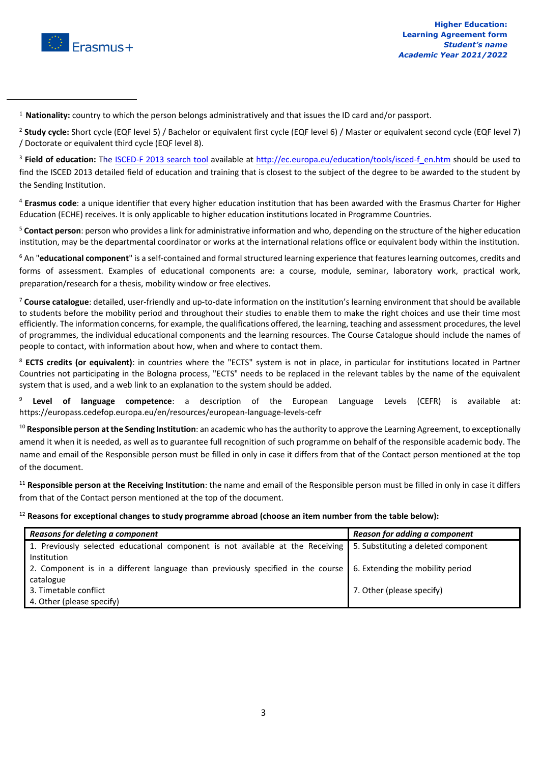[1] **Nationality:** country to which the person belongs administratively and that issues the ID card and/or passport.

[2] **Study cycle:** Short cycle (EQF level 5) / Bachelor or equivalent first cycle (EQF level 6) / Master or equivalent second cycle (EQF level 7) / Doctorate or equivalent third cycle (EQF level 8).

[3] **Field of education:** The ISCED-F 2013 search tool available at http://ec.europa.eu/education/tools/isced-f_en.htm should be used to find the ISCED 2013 detailed field of education and training that is closest to the subject of the degree to be awarded to the student by the Sending Institution.

[4] **Erasmus code**: a unique identifier that every higher education institution that has been awarded with the Erasmus Charter for Higher Education (ECHE) receives. It is only applicable to higher education institutions located in Programme Countries.

[5] **Contact person**: person who provides a link for administrative information and who, depending on the structure of the higher education institution, may be the departmental coordinator or works at the international relations office or equivalent body within the institution.

[6] An "**educational component**" is a self-contained and formal structured learning experience that features learning outcomes, credits and forms of assessment. Examples of educational components are: a course, module, seminar, laboratory work, practical work, preparation/research for a thesis, mobility window or free electives.

[7] **Course catalogue**: detailed, user-friendly and up-to-date information on the institution's learning environment that should be available to students before the mobility period and throughout their studies to enable them to make the right choices and use their time most efficiently. The information concerns, for example, the qualifications offered, the learning, teaching and assessment procedures, the level of programmes, the individual educational components and the learning resources. The Course Catalogue should include the names of people to contact, with information about how, when and where to contact them.

[8] **ECTS credits (or equivalent)**: in countries where the "ECTS" system is not in place, in particular for institutions located in Partner Countries not participating in the Bologna process, "ECTS" needs to be replaced in the relevant tables by the name of the equivalent system that is used, and a web link to an explanation to the system should be added.

[9] **Level of language competence**: a description of the European Language Levels (CEFR) is available at: https://europass.cedefop.europa.eu/en/resources/european-language-levels-cefr

[10] **Responsible person at the Sending Institution**: an academic who has the authority to approve the Learning Agreement, to exceptionally amend it when it is needed, as well as to guarantee full recognition of such programme on behalf of the responsible academic body. The name and email of the Responsible person must be filled in only in case it differs from that of the Contact person mentioned at the top of the document.

[11] **Responsible person at the Receiving Institution**: the name and email of the Responsible person must be filled in only in case it differs from that of the Contact person mentioned at the top of the document.

[12] **Reasons for exceptional changes to study programme abroad (choose an item number from the table below):**

| *Reasons for deleting a component* | *Reason for adding a component* |
|---|---|
| 1. Previously selected educational component is not available at the Receiving Institution | 5. Substituting a deleted component |
| 2. Component is in a different language than previously specified in the course catalogue | 6. Extending the mobility period |
| 3. Timetable conflict | 7. Other (please specify) |
| 4. Other (please specify) | |